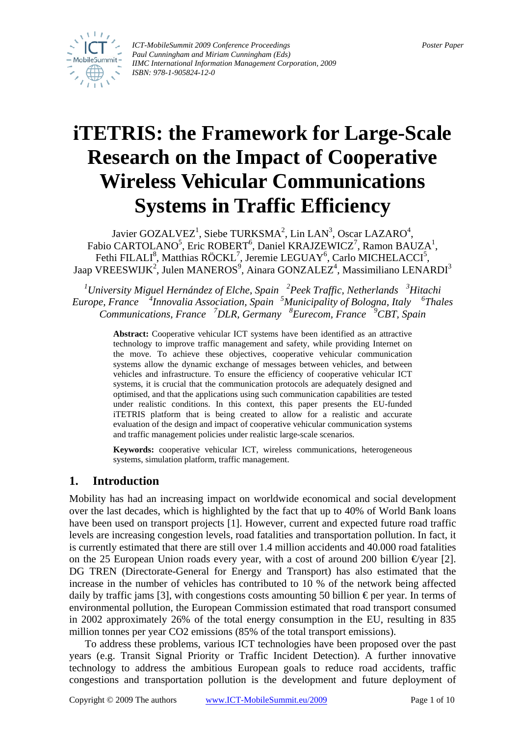# iTETRIS: the Framework for Large-Scale Research on the Impact of Cooperative Wireless Vehicular Communications Systems in Traffic Efficiency

Javier GOZALVEZ[1], Siebe TURKSMA[2], Lin LAN[3], Oscar LAZARO[4], Fabio CARTOLANO[5], Eric ROBERT[6], Daniel KRAJZEWICZ[7], Ramon BAUZA[1], Fethi FILALI[8], Matthias RÖCKL[7], Jeremie LEGUAY[6], Carlo MICHELACCI[5], Jaap VREESWIJK[2], Julen MANEROS[9], Ainara GONZALEZ[4], Massimiliano LENARDI[3]

*[1]University Miguel Hernández of Elche, Spain [2]Peek Traffic, Netherlands [3]Hitachi Europe, France [4]Innovalia Association, Spain [5]Municipality of Bologna, Italy [6]Thales Communications, France [7]DLR, Germany [8]Eurecom, France [9]CBT, Spain*

**Abstract:** Cooperative vehicular ICT systems have been identified as an attractive technology to improve traffic management and safety, while providing Internet on the move. To achieve these objectives, cooperative vehicular communication systems allow the dynamic exchange of messages between vehicles, and between vehicles and infrastructure. To ensure the efficiency of cooperative vehicular ICT systems, it is crucial that the communication protocols are adequately designed and optimised, and that the applications using such communication capabilities are tested under realistic conditions. In this context, this paper presents the EU-funded iTETRIS platform that is being created to allow for a realistic and accurate evaluation of the design and impact of cooperative vehicular communication systems and traffic management policies under realistic large-scale scenarios.

**Keywords:** cooperative vehicular ICT, wireless communications, heterogeneous systems, simulation platform, traffic management.

## 1. Introduction

Mobility has had an increasing impact on worldwide economical and social development over the last decades, which is highlighted by the fact that up to 40% of World Bank loans have been used on transport projects [1]. However, current and expected future road traffic levels are increasing congestion levels, road fatalities and transportation pollution. In fact, it is currently estimated that there are still over 1.4 million accidents and 40.000 road fatalities on the 25 European Union roads every year, with a cost of around 200 billion €/year [2]. DG TREN (Directorate-General for Energy and Transport) has also estimated that the increase in the number of vehicles has contributed to 10 % of the network being affected daily by traffic jams [3], with congestions costs amounting 50 billion € per year. In terms of environmental pollution, the European Commission estimated that road transport consumed in 2002 approximately 26% of the total energy consumption in the EU, resulting in 835 million tonnes per year $CO_2$ emissions (85% of the total transport emissions).

To address these problems, various ICT technologies have been proposed over the past years (e.g. Transit Signal Priority or Traffic Incident Detection). A further innovative technology to address the ambitious European goals to reduce road accidents, traffic congestions and transportation pollution is the development and future deployment of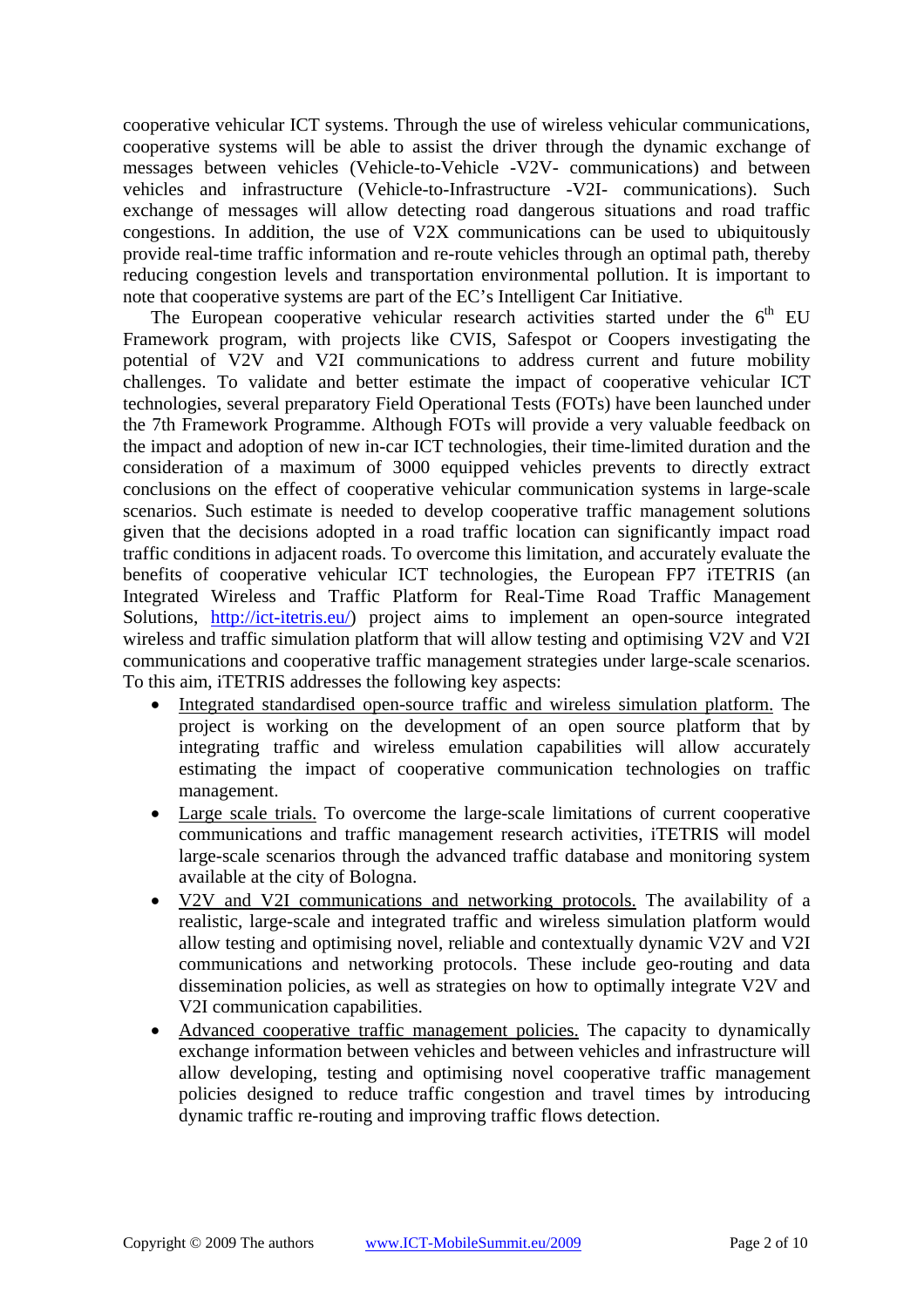cooperative vehicular ICT systems. Through the use of wireless vehicular communications, cooperative systems will be able to assist the driver through the dynamic exchange of messages between vehicles (Vehicle-to-Vehicle -V2V- communications) and between vehicles and infrastructure (Vehicle-to-Infrastructure -V2I- communications). Such exchange of messages will allow detecting road dangerous situations and road traffic congestions. In addition, the use of V2X communications can be used to ubiquitously provide real-time traffic information and re-route vehicles through an optimal path, thereby reducing congestion levels and transportation environmental pollution. It is important to note that cooperative systems are part of the EC's Intelligent Car Initiative.

The European cooperative vehicular research activities started under the 6th EU Framework program, with projects like CVIS, Safespot or Coopers investigating the potential of V2V and V2I communications to address current and future mobility challenges. To validate and better estimate the impact of cooperative vehicular ICT technologies, several preparatory Field Operational Tests (FOTs) have been launched under the 7th Framework Programme. Although FOTs will provide a very valuable feedback on the impact and adoption of new in-car ICT technologies, their time-limited duration and the consideration of a maximum of 3000 equipped vehicles prevents to directly extract conclusions on the effect of cooperative vehicular communication systems in large-scale scenarios. Such estimate is needed to develop cooperative traffic management solutions given that the decisions adopted in a road traffic location can significantly impact road traffic conditions in adjacent roads. To overcome this limitation, and accurately evaluate the benefits of cooperative vehicular ICT technologies, the European FP7 iTETRIS (an Integrated Wireless and Traffic Platform for Real-Time Road Traffic Management Solutions, http://ict-itetris.eu/) project aims to implement an open-source integrated wireless and traffic simulation platform that will allow testing and optimising V2V and V2I communications and cooperative traffic management strategies under large-scale scenarios. To this aim, iTETRIS addresses the following key aspects:

- Integrated standardised open-source traffic and wireless simulation platform. The project is working on the development of an open source platform that by integrating traffic and wireless emulation capabilities will allow accurately estimating the impact of cooperative communication technologies on traffic management.
- Large scale trials. To overcome the large-scale limitations of current cooperative communications and traffic management research activities, iTETRIS will model large-scale scenarios through the advanced traffic database and monitoring system available at the city of Bologna.
- V2V and V2I communications and networking protocols. The availability of a realistic, large-scale and integrated traffic and wireless simulation platform would allow testing and optimising novel, reliable and contextually dynamic V2V and V2I communications and networking protocols. These include geo-routing and data dissemination policies, as well as strategies on how to optimally integrate V2V and V2I communication capabilities.
- Advanced cooperative traffic management policies. The capacity to dynamically exchange information between vehicles and between vehicles and infrastructure will allow developing, testing and optimising novel cooperative traffic management policies designed to reduce traffic congestion and travel times by introducing dynamic traffic re-routing and improving traffic flows detection.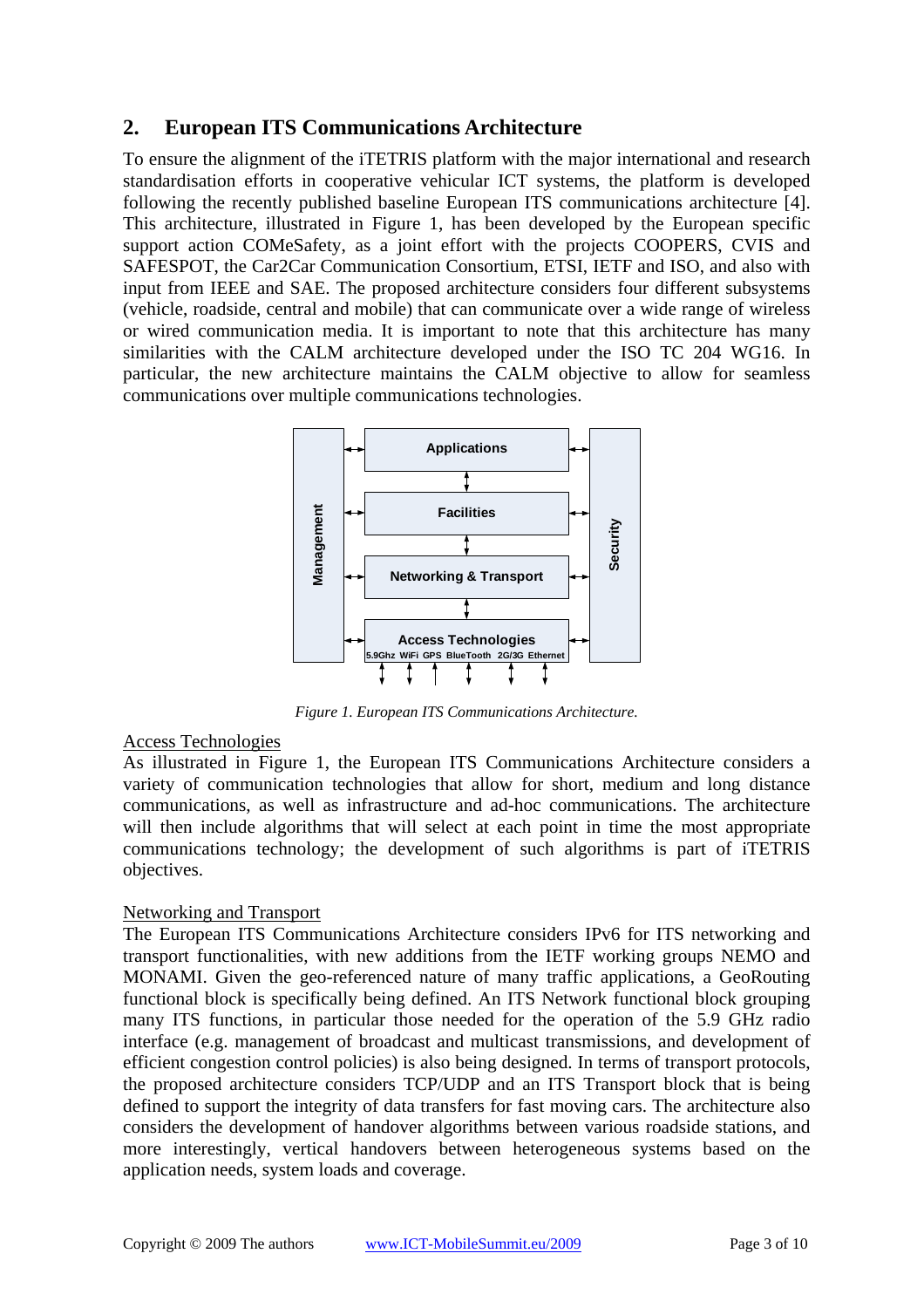## 2. European ITS Communications Architecture

To ensure the alignment of the iTETRIS platform with the major international and research standardisation efforts in cooperative vehicular ICT systems, the platform is developed following the recently published baseline European ITS communications architecture [4]. This architecture, illustrated in Figure 1, has been developed by the European specific support action COMeSafety, as a joint effort with the projects COOPERS, CVIS and SAFESPOT, the Car2Car Communication Consortium, ETSI, IETF and ISO, and also with input from IEEE and SAE. The proposed architecture considers four different subsystems (vehicle, roadside, central and mobile) that can communicate over a wide range of wireless or wired communication media. It is important to note that this architecture has many similarities with the CALM architecture developed under the ISO TC 204 WG16. In particular, the new architecture maintains the CALM objective to allow for seamless communications over multiple communications technologies.

Management | Applications | Facilities | Networking & Transport | Access Technologies (5.9Ghz, WiFi, GPS, BlueTooth, 2G/3G, Ethernet) | Security

*Figure 1. European ITS Communications Architecture.*

Access Technologies

As illustrated in Figure 1, the European ITS Communications Architecture considers a variety of communication technologies that allow for short, medium and long distance communications, as well as infrastructure and ad-hoc communications. The architecture will then include algorithms that will select at each point in time the most appropriate communications technology; the development of such algorithms is part of iTETRIS objectives.

Networking and Transport

The European ITS Communications Architecture considers IPv6 for ITS networking and transport functionalities, with new additions from the IETF working groups NEMO and MONAMI. Given the geo-referenced nature of many traffic applications, a GeoRouting functional block is specifically being defined. An ITS Network functional block grouping many ITS functions, in particular those needed for the operation of the 5.9 GHz radio interface (e.g. management of broadcast and multicast transmissions, and development of efficient congestion control policies) is also being designed. In terms of transport protocols, the proposed architecture considers TCP/UDP and an ITS Transport block that is being defined to support the integrity of data transfers for fast moving cars. The architecture also considers the development of handover algorithms between various roadside stations, and more interestingly, vertical handovers between heterogeneous systems based on the application needs, system loads and coverage.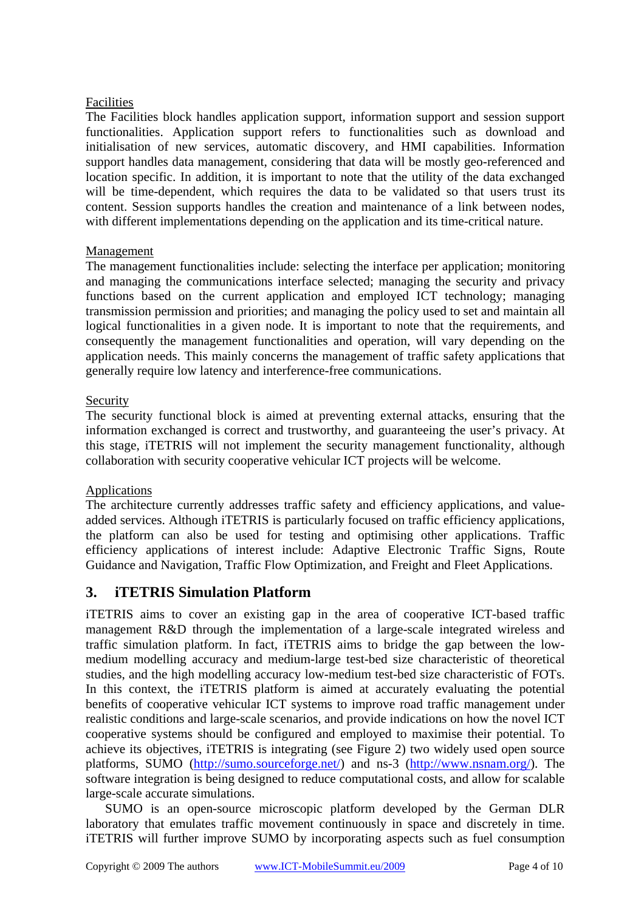Facilities

The Facilities block handles application support, information support and session support functionalities. Application support refers to functionalities such as download and initialisation of new services, automatic discovery, and HMI capabilities. Information support handles data management, considering that data will be mostly geo-referenced and location specific. In addition, it is important to note that the utility of the data exchanged will be time-dependent, which requires the data to be validated so that users trust its content. Session supports handles the creation and maintenance of a link between nodes, with different implementations depending on the application and its time-critical nature.

Management

The management functionalities include: selecting the interface per application; monitoring and managing the communications interface selected; managing the security and privacy functions based on the current application and employed ICT technology; managing transmission permission and priorities; and managing the policy used to set and maintain all logical functionalities in a given node. It is important to note that the requirements, and consequently the management functionalities and operation, will vary depending on the application needs. This mainly concerns the management of traffic safety applications that generally require low latency and interference-free communications.

Security

The security functional block is aimed at preventing external attacks, ensuring that the information exchanged is correct and trustworthy, and guaranteeing the user's privacy. At this stage, iTETRIS will not implement the security management functionality, although collaboration with security cooperative vehicular ICT projects will be welcome.

Applications

The architecture currently addresses traffic safety and efficiency applications, and value-added services. Although iTETRIS is particularly focused on traffic efficiency applications, the platform can also be used for testing and optimising other applications. Traffic efficiency applications of interest include: Adaptive Electronic Traffic Signs, Route Guidance and Navigation, Traffic Flow Optimization, and Freight and Fleet Applications.

## 3. iTETRIS Simulation Platform

iTETRIS aims to cover an existing gap in the area of cooperative ICT-based traffic management R&D through the implementation of a large-scale integrated wireless and traffic simulation platform. In fact, iTETRIS aims to bridge the gap between the low-medium modelling accuracy and medium-large test-bed size characteristic of theoretical studies, and the high modelling accuracy low-medium test-bed size characteristic of FOTs. In this context, the iTETRIS platform is aimed at accurately evaluating the potential benefits of cooperative vehicular ICT systems to improve road traffic management under realistic conditions and large-scale scenarios, and provide indications on how the novel ICT cooperative systems should be configured and employed to maximise their potential. To achieve its objectives, iTETRIS is integrating (see Figure 2) two widely used open source platforms, SUMO (http://sumo.sourceforge.net/) and ns-3 (http://www.nsnam.org/). The software integration is being designed to reduce computational costs, and allow for scalable large-scale accurate simulations.

SUMO is an open-source microscopic platform developed by the German DLR laboratory that emulates traffic movement continuously in space and discretely in time. iTETRIS will further improve SUMO by incorporating aspects such as fuel consumption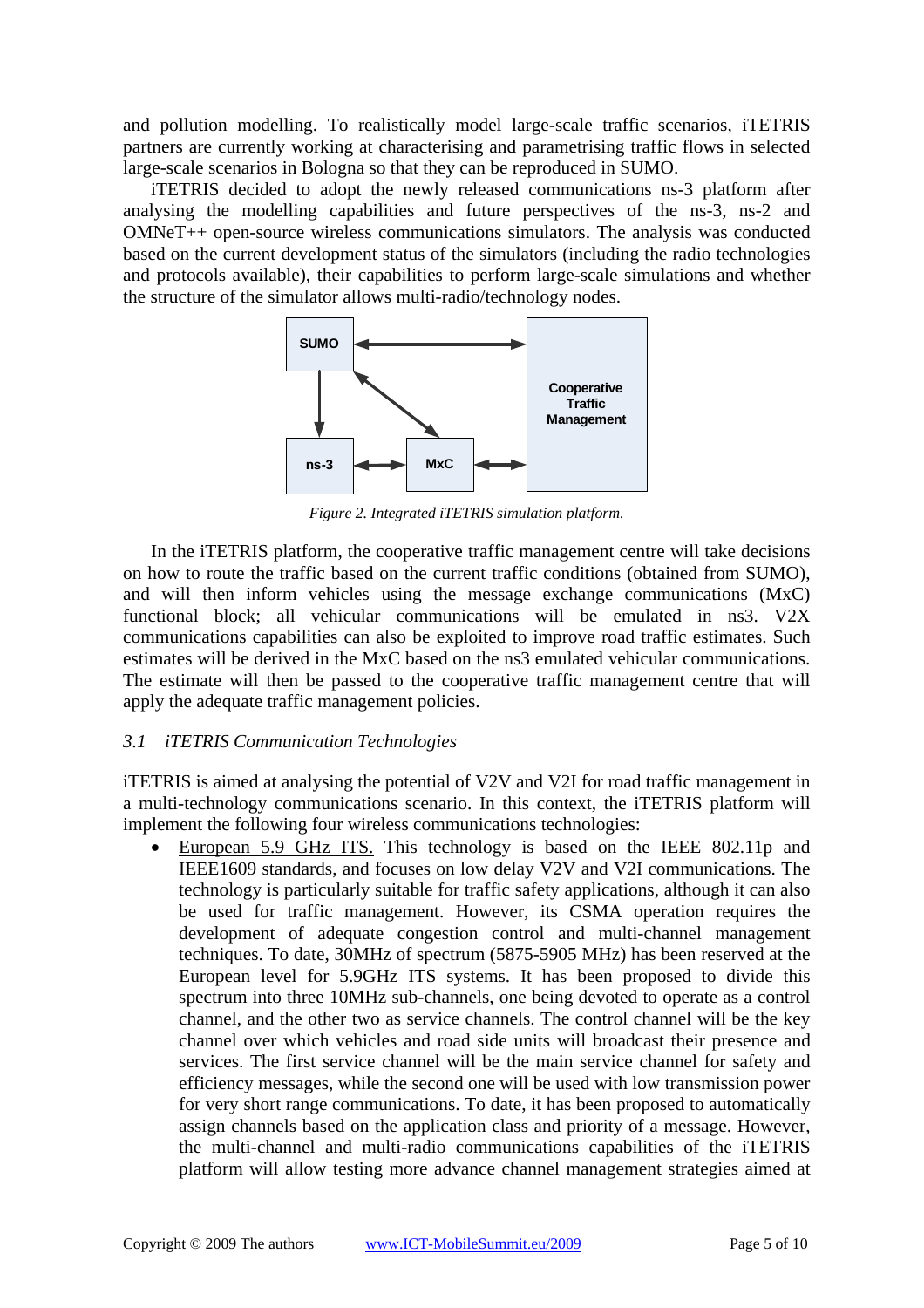and pollution modelling. To realistically model large-scale traffic scenarios, iTETRIS partners are currently working at characterising and parametrising traffic flows in selected large-scale scenarios in Bologna so that they can be reproduced in SUMO.

iTETRIS decided to adopt the newly released communications ns-3 platform after analysing the modelling capabilities and future perspectives of the ns-3, ns-2 and OMNeT++ open-source wireless communications simulators. The analysis was conducted based on the current development status of the simulators (including the radio technologies and protocols available), their capabilities to perform large-scale simulations and whether the structure of the simulator allows multi-radio/technology nodes.

*Figure 2. Integrated iTETRIS simulation platform.*

In the iTETRIS platform, the cooperative traffic management centre will take decisions on how to route the traffic based on the current traffic conditions (obtained from SUMO), and will then inform vehicles using the message exchange communications (MxC) functional block; all vehicular communications will be emulated in ns3. V2X communications capabilities can also be exploited to improve road traffic estimates. Such estimates will be derived in the MxC based on the ns3 emulated vehicular communications. The estimate will then be passed to the cooperative traffic management centre that will apply the adequate traffic management policies.

### *3.1 iTETRIS Communication Technologies*

iTETRIS is aimed at analysing the potential of V2V and V2I for road traffic management in a multi-technology communications scenario. In this context, the iTETRIS platform will implement the following four wireless communications technologies:

- European 5.9 GHz ITS. This technology is based on the IEEE 802.11p and IEEE1609 standards, and focuses on low delay V2V and V2I communications. The technology is particularly suitable for traffic safety applications, although it can also be used for traffic management. However, its CSMA operation requires the development of adequate congestion control and multi-channel management techniques. To date, 30MHz of spectrum (5875-5905 MHz) has been reserved at the European level for 5.9GHz ITS systems. It has been proposed to divide this spectrum into three 10MHz sub-channels, one being devoted to operate as a control channel, and the other two as service channels. The control channel will be the key channel over which vehicles and road side units will broadcast their presence and services. The first service channel will be the main service channel for safety and efficiency messages, while the second one will be used with low transmission power for very short range communications. To date, it has been proposed to automatically assign channels based on the application class and priority of a message. However, the multi-channel and multi-radio communications capabilities of the iTETRIS platform will allow testing more advance channel management strategies aimed at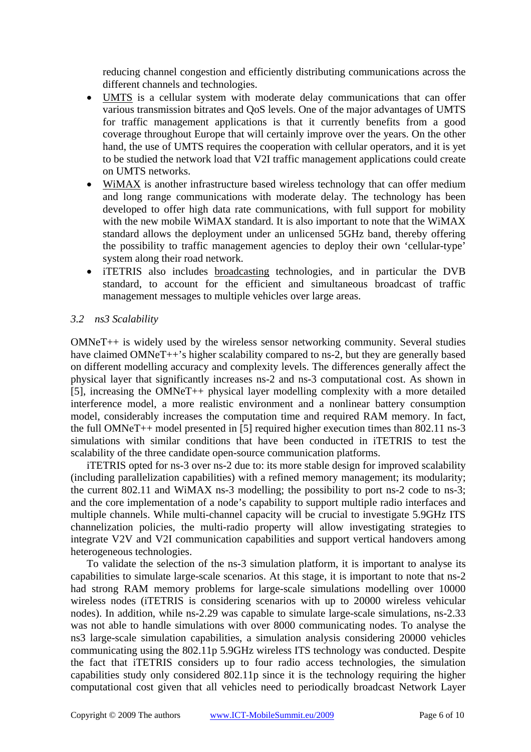reducing channel congestion and efficiently distributing communications across the different channels and technologies.

- UMTS is a cellular system with moderate delay communications that can offer various transmission bitrates and QoS levels. One of the major advantages of UMTS for traffic management applications is that it currently benefits from a good coverage throughout Europe that will certainly improve over the years. On the other hand, the use of UMTS requires the cooperation with cellular operators, and it is yet to be studied the network load that V2I traffic management applications could create on UMTS networks.
- WiMAX is another infrastructure based wireless technology that can offer medium and long range communications with moderate delay. The technology has been developed to offer high data rate communications, with full support for mobility with the new mobile WiMAX standard. It is also important to note that the WiMAX standard allows the deployment under an unlicensed 5GHz band, thereby offering the possibility to traffic management agencies to deploy their own 'cellular-type' system along their road network.
- iTETRIS also includes broadcasting technologies, and in particular the DVB standard, to account for the efficient and simultaneous broadcast of traffic management messages to multiple vehicles over large areas.

### *3.2 ns3 Scalability*

OMNeT++ is widely used by the wireless sensor networking community. Several studies have claimed OMNeT++'s higher scalability compared to ns-2, but they are generally based on different modelling accuracy and complexity levels. The differences generally affect the physical layer that significantly increases ns-2 and ns-3 computational cost. As shown in [5], increasing the OMNeT++ physical layer modelling complexity with a more detailed interference model, a more realistic environment and a nonlinear battery consumption model, considerably increases the computation time and required RAM memory. In fact, the full OMNeT++ model presented in [5] required higher execution times than 802.11 ns-3 simulations with similar conditions that have been conducted in iTETRIS to test the scalability of the three candidate open-source communication platforms.

iTETRIS opted for ns-3 over ns-2 due to: its more stable design for improved scalability (including parallelization capabilities) with a refined memory management; its modularity; the current 802.11 and WiMAX ns-3 modelling; the possibility to port ns-2 code to ns-3; and the core implementation of a node's capability to support multiple radio interfaces and multiple channels. While multi-channel capacity will be crucial to investigate 5.9GHz ITS channelization policies, the multi-radio property will allow investigating strategies to integrate V2V and V2I communication capabilities and support vertical handovers among heterogeneous technologies.

To validate the selection of the ns-3 simulation platform, it is important to analyse its capabilities to simulate large-scale scenarios. At this stage, it is important to note that ns-2 had strong RAM memory problems for large-scale simulations modelling over 10000 wireless nodes (iTETRIS is considering scenarios with up to 20000 wireless vehicular nodes). In addition, while ns-2.29 was capable to simulate large-scale simulations, ns-2.33 was not able to handle simulations with over 8000 communicating nodes. To analyse the ns3 large-scale simulation capabilities, a simulation analysis considering 20000 vehicles communicating using the 802.11p 5.9GHz wireless ITS technology was conducted. Despite the fact that iTETRIS considers up to four radio access technologies, the simulation capabilities study only considered 802.11p since it is the technology requiring the higher computational cost given that all vehicles need to periodically broadcast Network Layer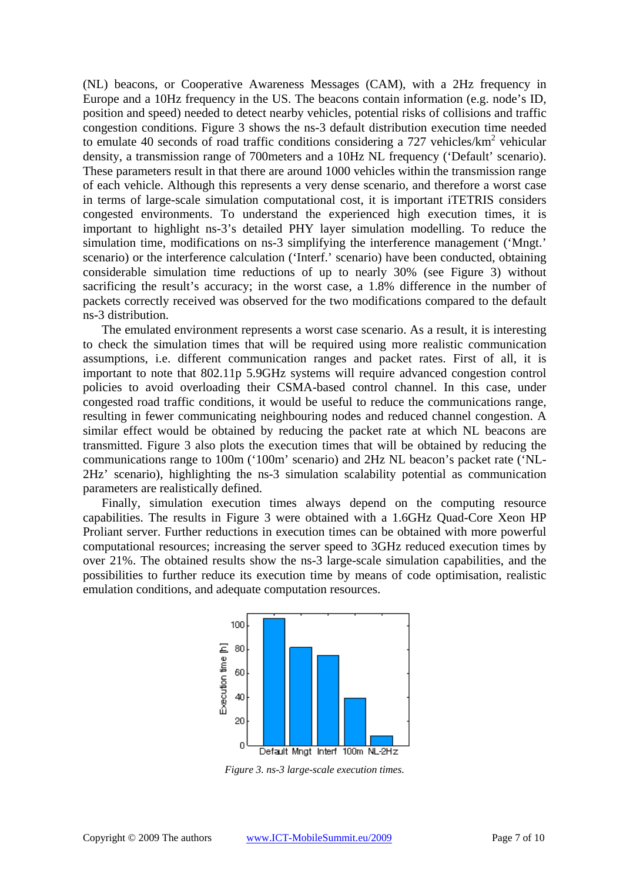(NL) beacons, or Cooperative Awareness Messages (CAM), with a 2Hz frequency in Europe and a 10Hz frequency in the US. The beacons contain information (e.g. node's ID, position and speed) needed to detect nearby vehicles, potential risks of collisions and traffic congestion conditions. Figure 3 shows the ns-3 default distribution execution time needed to emulate 40 seconds of road traffic conditions considering a 727 vehicles/km$^2$ vehicular density, a transmission range of 700meters and a 10Hz NL frequency ('Default' scenario). These parameters result in that there are around 1000 vehicles within the transmission range of each vehicle. Although this represents a very dense scenario, and therefore a worst case in terms of large-scale simulation computational cost, it is important iTETRIS considers congested environments. To understand the experienced high execution times, it is important to highlight ns-3's detailed PHY layer simulation modelling. To reduce the simulation time, modifications on ns-3 simplifying the interference management ('Mngt.' scenario) or the interference calculation ('Interf.' scenario) have been conducted, obtaining considerable simulation time reductions of up to nearly 30% (see Figure 3) without sacrificing the result's accuracy; in the worst case, a 1.8% difference in the number of packets correctly received was observed for the two modifications compared to the default ns-3 distribution.

The emulated environment represents a worst case scenario. As a result, it is interesting to check the simulation times that will be required using more realistic communication assumptions, i.e. different communication ranges and packet rates. First of all, it is important to note that 802.11p 5.9GHz systems will require advanced congestion control policies to avoid overloading their CSMA-based control channel. In this case, under congested road traffic conditions, it would be useful to reduce the communications range, resulting in fewer communicating neighbouring nodes and reduced channel congestion. A similar effect would be obtained by reducing the packet rate at which NL beacons are transmitted. Figure 3 also plots the execution times that will be obtained by reducing the communications range to 100m ('100m' scenario) and 2Hz NL beacon's packet rate ('NL-2Hz' scenario), highlighting the ns-3 simulation scalability potential as communication parameters are realistically defined.

Finally, simulation execution times always depend on the computing resource capabilities. The results in Figure 3 were obtained with a 1.6GHz Quad-Core Xeon HP Proliant server. Further reductions in execution times can be obtained with more powerful computational resources; increasing the server speed to 3GHz reduced execution times by over 21%. The obtained results show the ns-3 large-scale simulation capabilities, and the possibilities to further reduce its execution time by means of code optimisation, realistic emulation conditions, and adequate computation resources.

*Figure 3. ns-3 large-scale execution times.*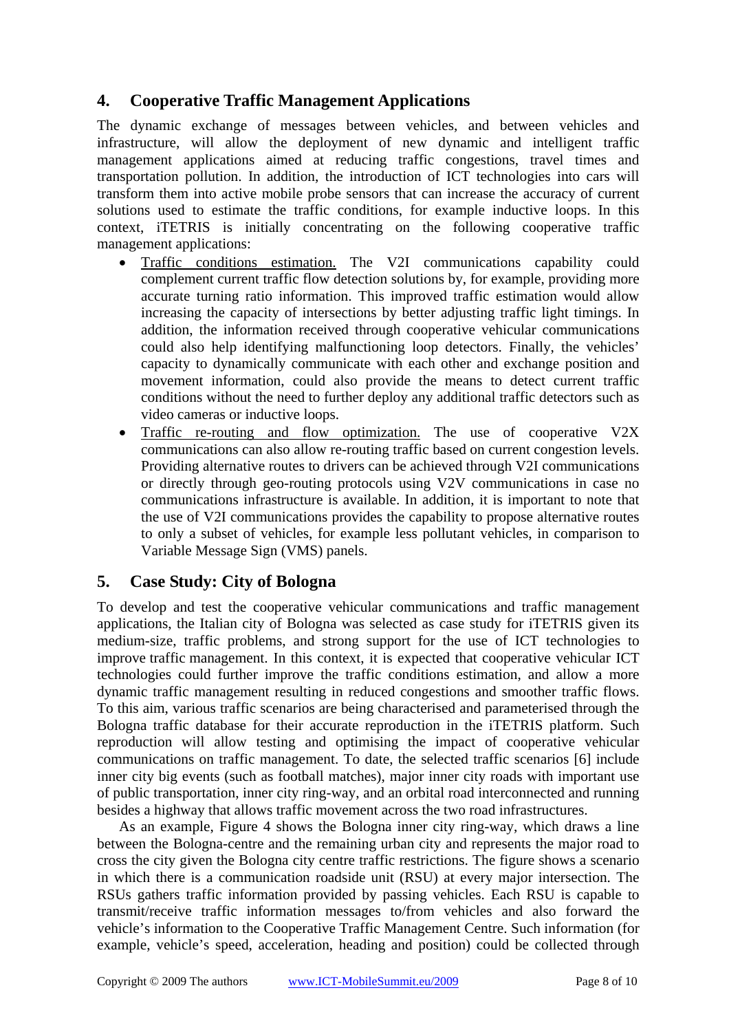## 4. Cooperative Traffic Management Applications

The dynamic exchange of messages between vehicles, and between vehicles and infrastructure, will allow the deployment of new dynamic and intelligent traffic management applications aimed at reducing traffic congestions, travel times and transportation pollution. In addition, the introduction of ICT technologies into cars will transform them into active mobile probe sensors that can increase the accuracy of current solutions used to estimate the traffic conditions, for example inductive loops. In this context, iTETRIS is initially concentrating on the following cooperative traffic management applications:

- Traffic conditions estimation. The V2I communications capability could complement current traffic flow detection solutions by, for example, providing more accurate turning ratio information. This improved traffic estimation would allow increasing the capacity of intersections by better adjusting traffic light timings. In addition, the information received through cooperative vehicular communications could also help identifying malfunctioning loop detectors. Finally, the vehicles' capacity to dynamically communicate with each other and exchange position and movement information, could also provide the means to detect current traffic conditions without the need to further deploy any additional traffic detectors such as video cameras or inductive loops.
- Traffic re-routing and flow optimization. The use of cooperative V2X communications can also allow re-routing traffic based on current congestion levels. Providing alternative routes to drivers can be achieved through V2I communications or directly through geo-routing protocols using V2V communications in case no communications infrastructure is available. In addition, it is important to note that the use of V2I communications provides the capability to propose alternative routes to only a subset of vehicles, for example less pollutant vehicles, in comparison to Variable Message Sign (VMS) panels.

## 5. Case Study: City of Bologna

To develop and test the cooperative vehicular communications and traffic management applications, the Italian city of Bologna was selected as case study for iTETRIS given its medium-size, traffic problems, and strong support for the use of ICT technologies to improve traffic management. In this context, it is expected that cooperative vehicular ICT technologies could further improve the traffic conditions estimation, and allow a more dynamic traffic management resulting in reduced congestions and smoother traffic flows. To this aim, various traffic scenarios are being characterised and parameterised through the Bologna traffic database for their accurate reproduction in the iTETRIS platform. Such reproduction will allow testing and optimising the impact of cooperative vehicular communications on traffic management. To date, the selected traffic scenarios [6] include inner city big events (such as football matches), major inner city roads with important use of public transportation, inner city ring-way, and an orbital road interconnected and running besides a highway that allows traffic movement across the two road infrastructures.

As an example, Figure 4 shows the Bologna inner city ring-way, which draws a line between the Bologna-centre and the remaining urban city and represents the major road to cross the city given the Bologna city centre traffic restrictions. The figure shows a scenario in which there is a communication roadside unit (RSU) at every major intersection. The RSUs gathers traffic information provided by passing vehicles. Each RSU is capable to transmit/receive traffic information messages to/from vehicles and also forward the vehicle's information to the Cooperative Traffic Management Centre. Such information (for example, vehicle's speed, acceleration, heading and position) could be collected through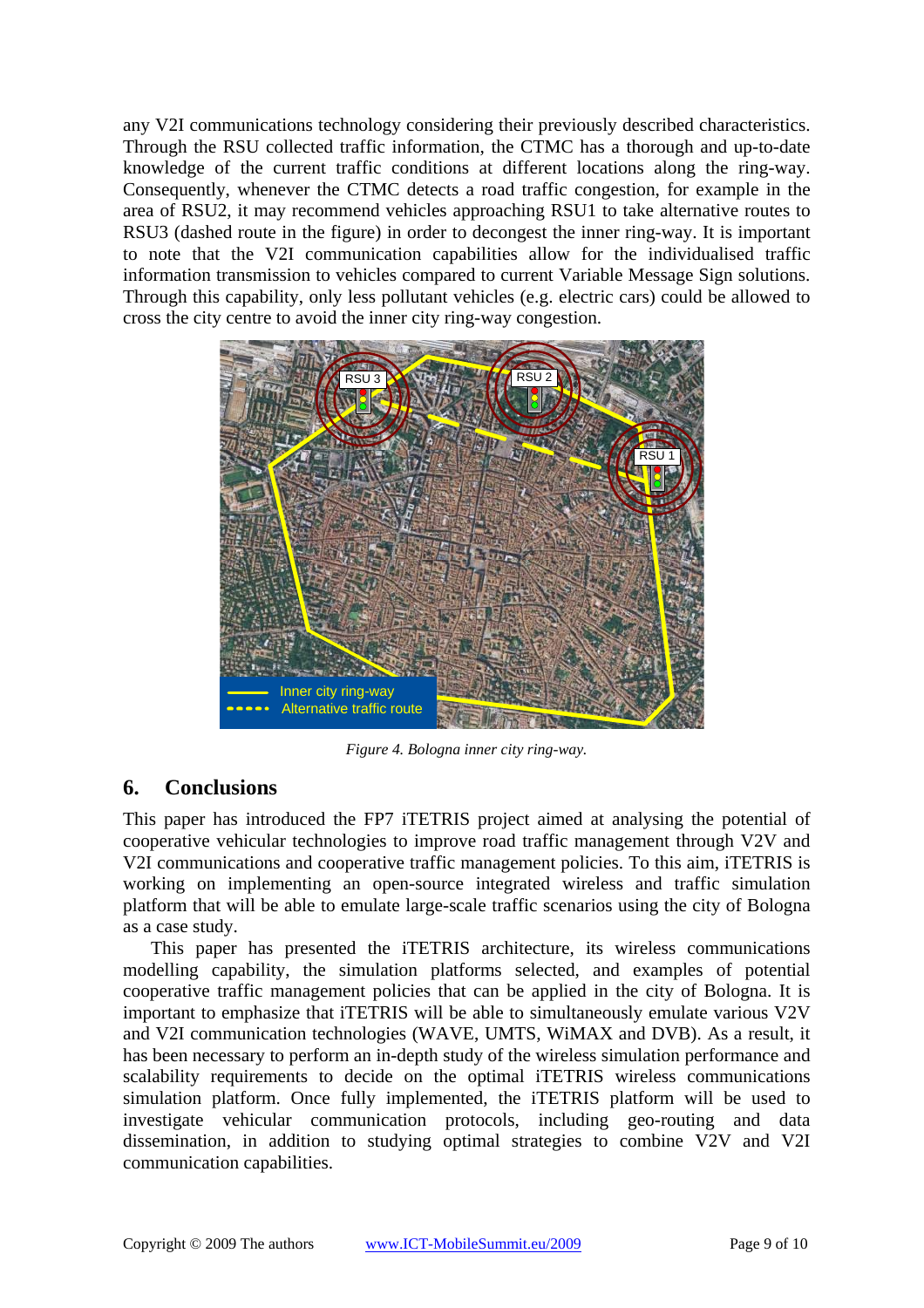any V2I communications technology considering their previously described characteristics. Through the RSU collected traffic information, the CTMC has a thorough and up-to-date knowledge of the current traffic conditions at different locations along the ring-way. Consequently, whenever the CTMC detects a road traffic congestion, for example in the area of RSU2, it may recommend vehicles approaching RSU1 to take alternative routes to RSU3 (dashed route in the figure) in order to decongest the inner ring-way. It is important to note that the V2I communication capabilities allow for the individualised traffic information transmission to vehicles compared to current Variable Message Sign solutions. Through this capability, only less pollutant vehicles (e.g. electric cars) could be allowed to cross the city centre to avoid the inner city ring-way congestion.

*Figure 4. Bologna inner city ring-way.*

## 6. Conclusions

This paper has introduced the FP7 iTETRIS project aimed at analysing the potential of cooperative vehicular technologies to improve road traffic management through V2V and V2I communications and cooperative traffic management policies. To this aim, iTETRIS is working on implementing an open-source integrated wireless and traffic simulation platform that will be able to emulate large-scale traffic scenarios using the city of Bologna as a case study.

This paper has presented the iTETRIS architecture, its wireless communications modelling capability, the simulation platforms selected, and examples of potential cooperative traffic management policies that can be applied in the city of Bologna. It is important to emphasize that iTETRIS will be able to simultaneously emulate various V2V and V2I communication technologies (WAVE, UMTS, WiMAX and DVB). As a result, it has been necessary to perform an in-depth study of the wireless simulation performance and scalability requirements to decide on the optimal iTETRIS wireless communications simulation platform. Once fully implemented, the iTETRIS platform will be used to investigate vehicular communication protocols, including geo-routing and data dissemination, in addition to studying optimal strategies to combine V2V and V2I communication capabilities.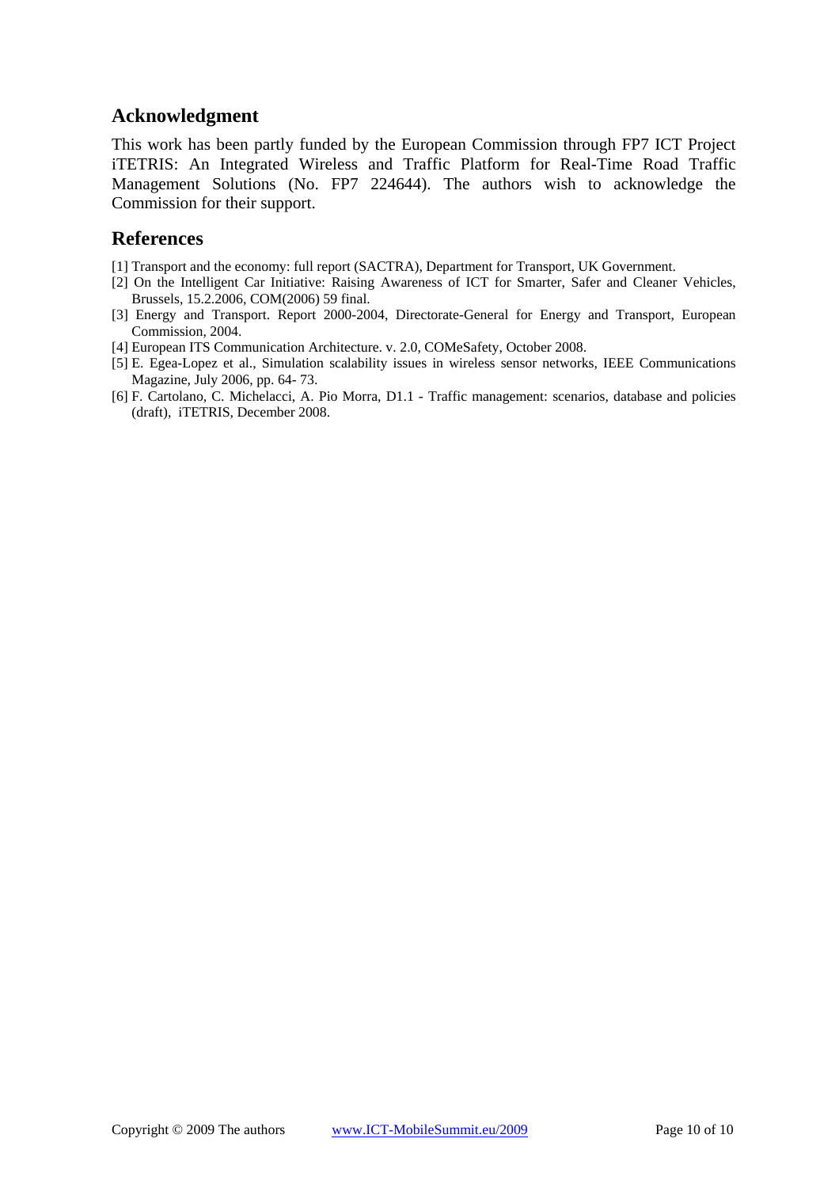## Acknowledgment

This work has been partly funded by the European Commission through FP7 ICT Project iTETRIS: An Integrated Wireless and Traffic Platform for Real-Time Road Traffic Management Solutions (No. FP7 224644). The authors wish to acknowledge the Commission for their support.

## References

[1] Transport and the economy: full report (SACTRA), Department for Transport, UK Government.

[2] On the Intelligent Car Initiative: Raising Awareness of ICT for Smarter, Safer and Cleaner Vehicles, Brussels, 15.2.2006, COM(2006) 59 final.

[3] Energy and Transport. Report 2000-2004, Directorate-General for Energy and Transport, European Commission, 2004.

[4] European ITS Communication Architecture. v. 2.0, COMeSafety, October 2008.

[5] E. Egea-Lopez et al., Simulation scalability issues in wireless sensor networks, IEEE Communications Magazine, July 2006, pp. 64- 73.

[6] F. Cartolano, C. Michelacci, A. Pio Morra, D1.1 - Traffic management: scenarios, database and policies (draft), iTETRIS, December 2008.